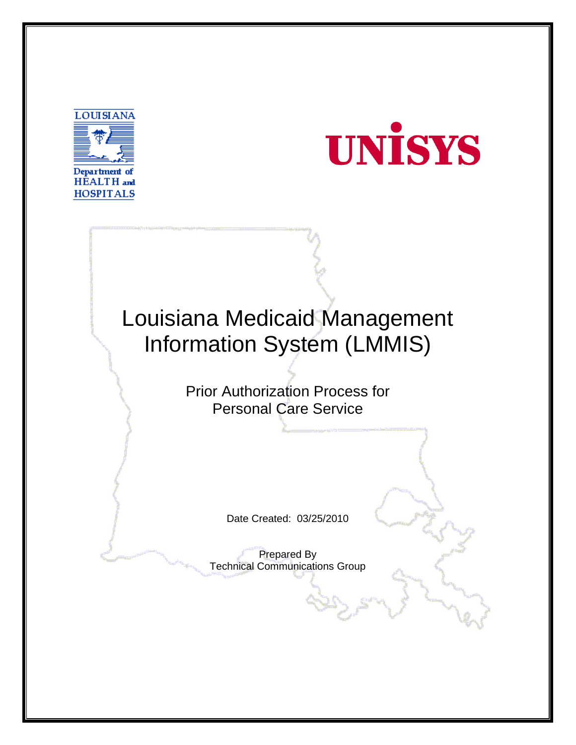LOUISIANA

Department of HEALTH and HOSPITALS

UNISYS

# Louisiana Medicaid Management Information System (LMMIS)

## Prior Authorization Process for Personal Care Service

Date Created: 03/25/2010

Prepared By
Technical Communications Group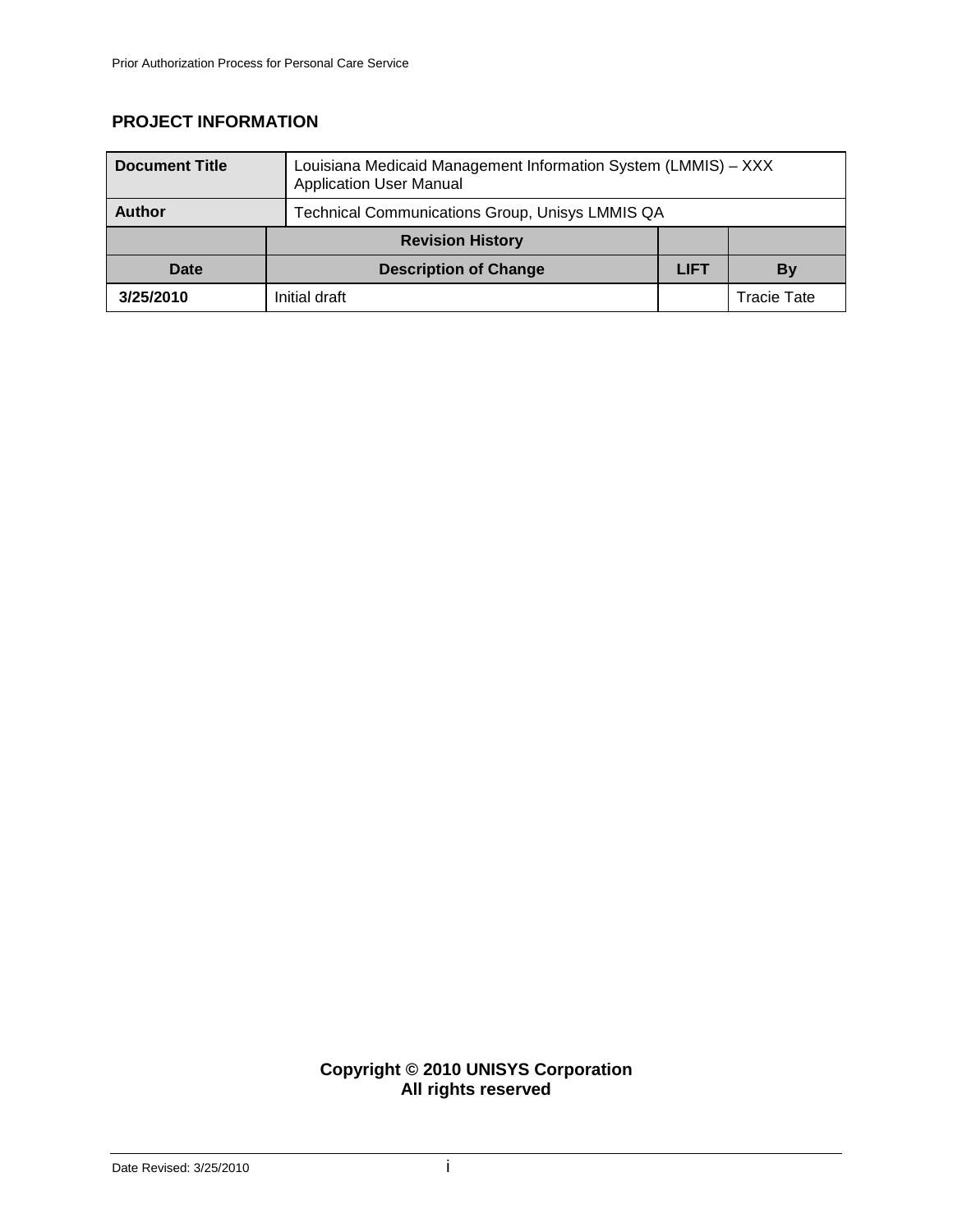## PROJECT INFORMATION

| Document Title | Louisiana Medicaid Management Information System (LMMIS) – XXX Application User Manual | | |
|---|---|---|---|
| **Author** | Technical Communications Group, Unisys LMMIS QA | | |

| | Revision History | | |
|---|---|---|---|
| **Date** | **Description of Change** | **LIFT** | **By** |
| **3/25/2010** | Initial draft | | Tracie Tate |

**Copyright © 2010 UNISYS Corporation**
**All rights reserved**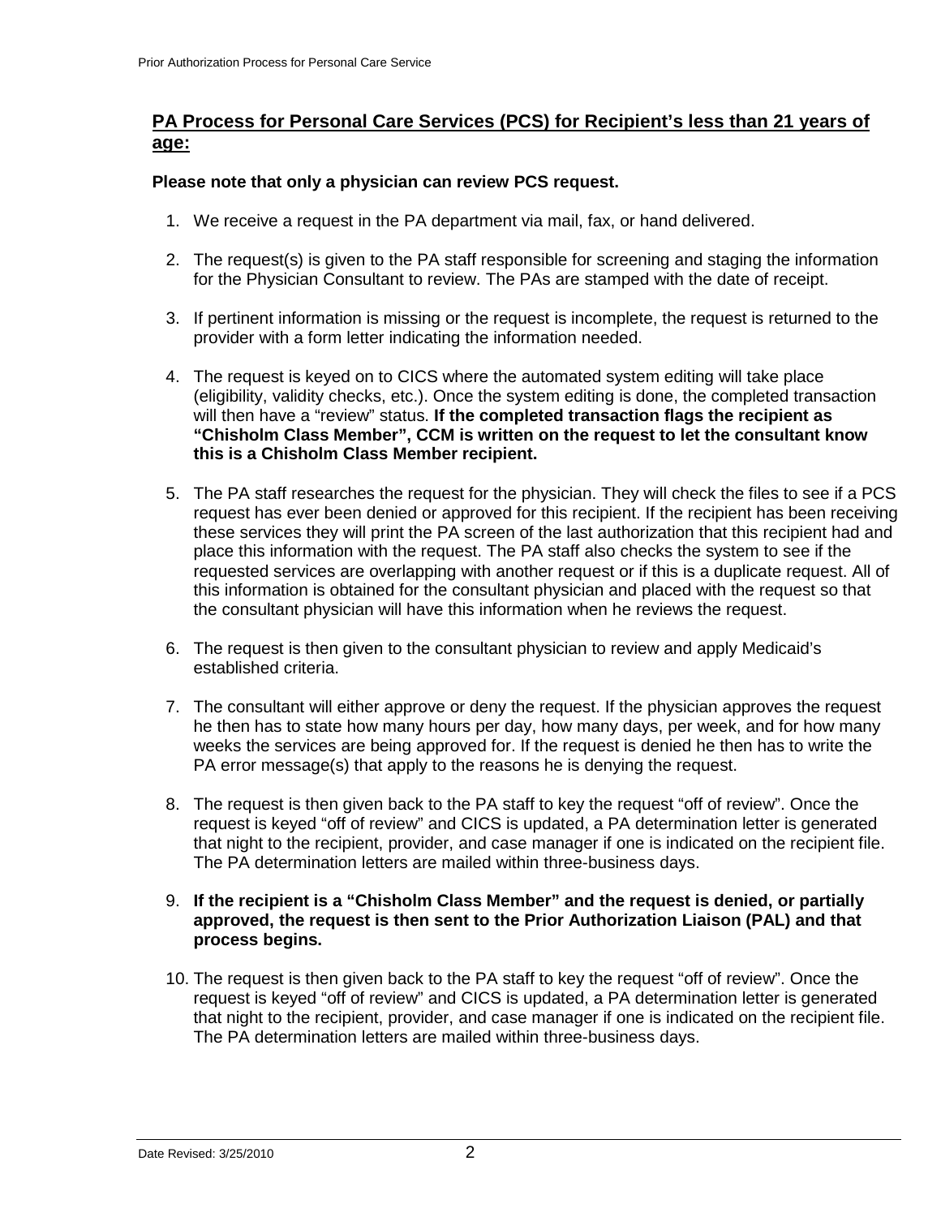## PA Process for Personal Care Services (PCS) for Recipient's less than 21 years of age:

**Please note that only a physician can review PCS request.**

1. We receive a request in the PA department via mail, fax, or hand delivered.

2. The request(s) is given to the PA staff responsible for screening and staging the information for the Physician Consultant to review. The PAs are stamped with the date of receipt.

3. If pertinent information is missing or the request is incomplete, the request is returned to the provider with a form letter indicating the information needed.

4. The request is keyed on to CICS where the automated system editing will take place (eligibility, validity checks, etc.). Once the system editing is done, the completed transaction will then have a "review" status. **If the completed transaction flags the recipient as "Chisholm Class Member", CCM is written on the request to let the consultant know this is a Chisholm Class Member recipient.**

5. The PA staff researches the request for the physician. They will check the files to see if a PCS request has ever been denied or approved for this recipient. If the recipient has been receiving these services they will print the PA screen of the last authorization that this recipient had and place this information with the request. The PA staff also checks the system to see if the requested services are overlapping with another request or if this is a duplicate request. All of this information is obtained for the consultant physician and placed with the request so that the consultant physician will have this information when he reviews the request.

6. The request is then given to the consultant physician to review and apply Medicaid's established criteria.

7. The consultant will either approve or deny the request. If the physician approves the request he then has to state how many hours per day, how many days, per week, and for how many weeks the services are being approved for. If the request is denied he then has to write the PA error message(s) that apply to the reasons he is denying the request.

8. The request is then given back to the PA staff to key the request "off of review". Once the request is keyed "off of review" and CICS is updated, a PA determination letter is generated that night to the recipient, provider, and case manager if one is indicated on the recipient file. The PA determination letters are mailed within three-business days.

9. **If the recipient is a "Chisholm Class Member" and the request is denied, or partially approved, the request is then sent to the Prior Authorization Liaison (PAL) and that process begins.**

10. The request is then given back to the PA staff to key the request "off of review". Once the request is keyed "off of review" and CICS is updated, a PA determination letter is generated that night to the recipient, provider, and case manager if one is indicated on the recipient file. The PA determination letters are mailed within three-business days.